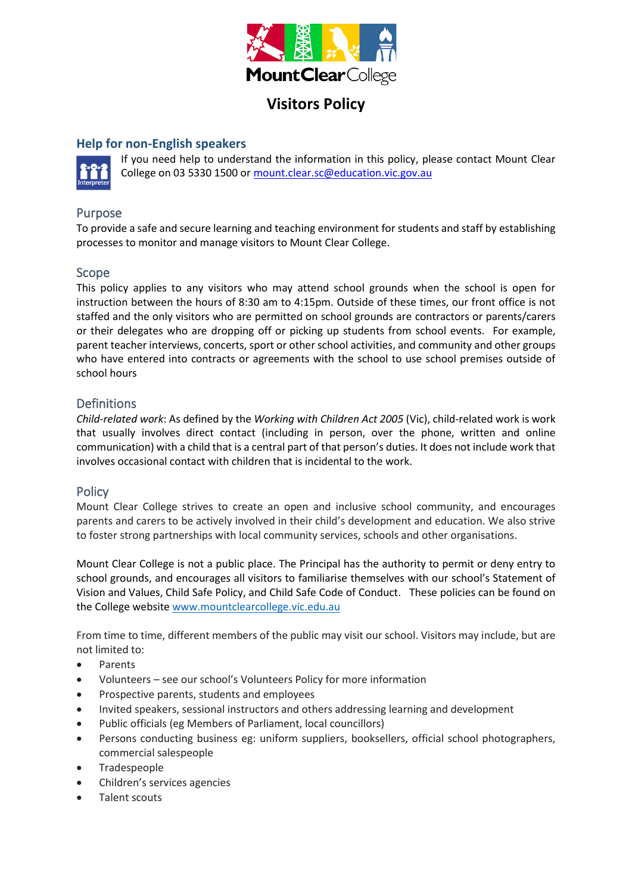# Visitors Policy

## Help for non-English speakers

If you need help to understand the information in this policy, please contact Mount Clear College on 03 5330 1500 or mount.clear.sc@education.vic.gov.au

## Purpose

To provide a safe and secure learning and teaching environment for students and staff by establishing processes to monitor and manage visitors to Mount Clear College.

## Scope

This policy applies to any visitors who may attend school grounds when the school is open for instruction between the hours of 8:30 am to 4:15pm. Outside of these times, our front office is not staffed and the only visitors who are permitted on school grounds are contractors or parents/carers or their delegates who are dropping off or picking up students from school events. For example, parent teacher interviews, concerts, sport or other school activities, and community and other groups who have entered into contracts or agreements with the school to use school premises outside of school hours

## Definitions

*Child-related work*: As defined by the *Working with Children Act 2005* (Vic), child-related work is work that usually involves direct contact (including in person, over the phone, written and online communication) with a child that is a central part of that person's duties. It does not include work that involves occasional contact with children that is incidental to the work.

## Policy

Mount Clear College strives to create an open and inclusive school community, and encourages parents and carers to be actively involved in their child's development and education. We also strive to foster strong partnerships with local community services, schools and other organisations.

Mount Clear College is not a public place. The Principal has the authority to permit or deny entry to school grounds, and encourages all visitors to familiarise themselves with our school's Statement of Vision and Values, Child Safe Policy, and Child Safe Code of Conduct. These policies can be found on the College website www.mountclearcollege.vic.edu.au

From time to time, different members of the public may visit our school. Visitors may include, but are not limited to:

- Parents
- Volunteers – see our school's Volunteers Policy for more information
- Prospective parents, students and employees
- Invited speakers, sessional instructors and others addressing learning and development
- Public officials (eg Members of Parliament, local councillors)
- Persons conducting business eg: uniform suppliers, booksellers, official school photographers, commercial salespeople
- Tradespeople
- Children's services agencies
- Talent scouts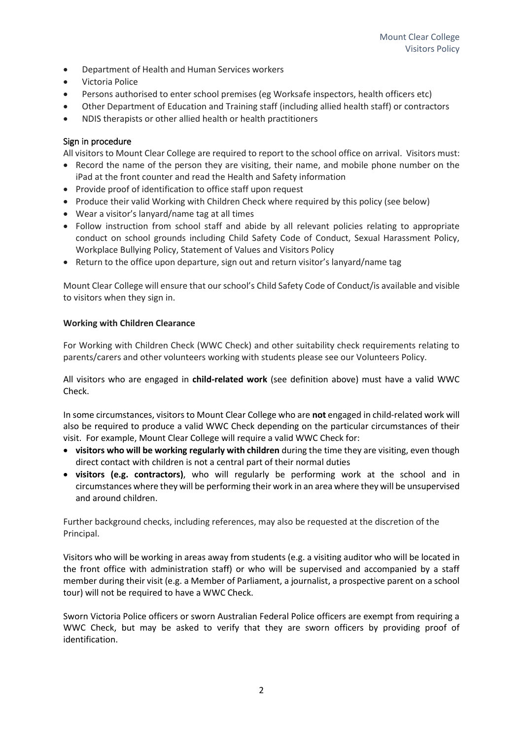- Department of Health and Human Services workers
- Victoria Police
- Persons authorised to enter school premises (eg Worksafe inspectors, health officers etc)
- Other Department of Education and Training staff (including allied health staff) or contractors
- NDIS therapists or other allied health or health practitioners

### Sign in procedure

All visitors to Mount Clear College are required to report to the school office on arrival. Visitors must:

- Record the name of the person they are visiting, their name, and mobile phone number on the iPad at the front counter and read the Health and Safety information
- Provide proof of identification to office staff upon request
- Produce their valid Working with Children Check where required by this policy (see below)
- Wear a visitor's lanyard/name tag at all times
- Follow instruction from school staff and abide by all relevant policies relating to appropriate conduct on school grounds including Child Safety Code of Conduct, Sexual Harassment Policy, Workplace Bullying Policy, Statement of Values and Visitors Policy
- Return to the office upon departure, sign out and return visitor's lanyard/name tag

Mount Clear College will ensure that our school's Child Safety Code of Conduct/is available and visible to visitors when they sign in.

**Working with Children Clearance**

For Working with Children Check (WWC Check) and other suitability check requirements relating to parents/carers and other volunteers working with students please see our Volunteers Policy.

All visitors who are engaged in **child-related work** (see definition above) must have a valid WWC Check.

In some circumstances, visitors to Mount Clear College who are **not** engaged in child-related work will also be required to produce a valid WWC Check depending on the particular circumstances of their visit. For example, Mount Clear College will require a valid WWC Check for:

- **visitors who will be working regularly with children** during the time they are visiting, even though direct contact with children is not a central part of their normal duties
- **visitors (e.g. contractors)**, who will regularly be performing work at the school and in circumstances where they will be performing their work in an area where they will be unsupervised and around children.

Further background checks, including references, may also be requested at the discretion of the Principal.

Visitors who will be working in areas away from students (e.g. a visiting auditor who will be located in the front office with administration staff) or who will be supervised and accompanied by a staff member during their visit (e.g. a Member of Parliament, a journalist, a prospective parent on a school tour) will not be required to have a WWC Check.

Sworn Victoria Police officers or sworn Australian Federal Police officers are exempt from requiring a WWC Check, but may be asked to verify that they are sworn officers by providing proof of identification.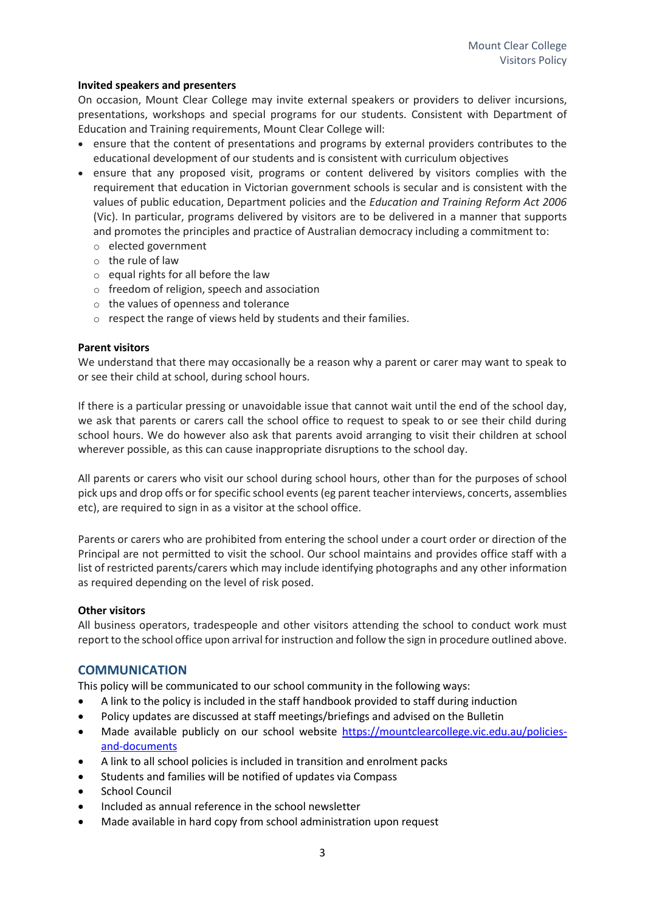**Invited speakers and presenters**

On occasion, Mount Clear College may invite external speakers or providers to deliver incursions, presentations, workshops and special programs for our students. Consistent with Department of Education and Training requirements, Mount Clear College will:

- ensure that the content of presentations and programs by external providers contributes to the educational development of our students and is consistent with curriculum objectives
- ensure that any proposed visit, programs or content delivered by visitors complies with the requirement that education in Victorian government schools is secular and is consistent with the values of public education, Department policies and the *Education and Training Reform Act 2006* (Vic). In particular, programs delivered by visitors are to be delivered in a manner that supports and promotes the principles and practice of Australian democracy including a commitment to:
    - elected government
    - the rule of law
    - equal rights for all before the law
    - freedom of religion, speech and association
    - the values of openness and tolerance
    - respect the range of views held by students and their families.

**Parent visitors**

We understand that there may occasionally be a reason why a parent or carer may want to speak to or see their child at school, during school hours.

If there is a particular pressing or unavoidable issue that cannot wait until the end of the school day, we ask that parents or carers call the school office to request to speak to or see their child during school hours. We do however also ask that parents avoid arranging to visit their children at school wherever possible, as this can cause inappropriate disruptions to the school day.

All parents or carers who visit our school during school hours, other than for the purposes of school pick ups and drop offs or for specific school events (eg parent teacher interviews, concerts, assemblies etc), are required to sign in as a visitor at the school office.

Parents or carers who are prohibited from entering the school under a court order or direction of the Principal are not permitted to visit the school. Our school maintains and provides office staff with a list of restricted parents/carers which may include identifying photographs and any other information as required depending on the level of risk posed.

**Other visitors**

All business operators, tradespeople and other visitors attending the school to conduct work must report to the school office upon arrival for instruction and follow the sign in procedure outlined above.

## COMMUNICATION

This policy will be communicated to our school community in the following ways:

- A link to the policy is included in the staff handbook provided to staff during induction
- Policy updates are discussed at staff meetings/briefings and advised on the Bulletin
- Made available publicly on our school website https://mountclearcollege.vic.edu.au/policies-and-documents
- A link to all school policies is included in transition and enrolment packs
- Students and families will be notified of updates via Compass
- School Council
- Included as annual reference in the school newsletter
- Made available in hard copy from school administration upon request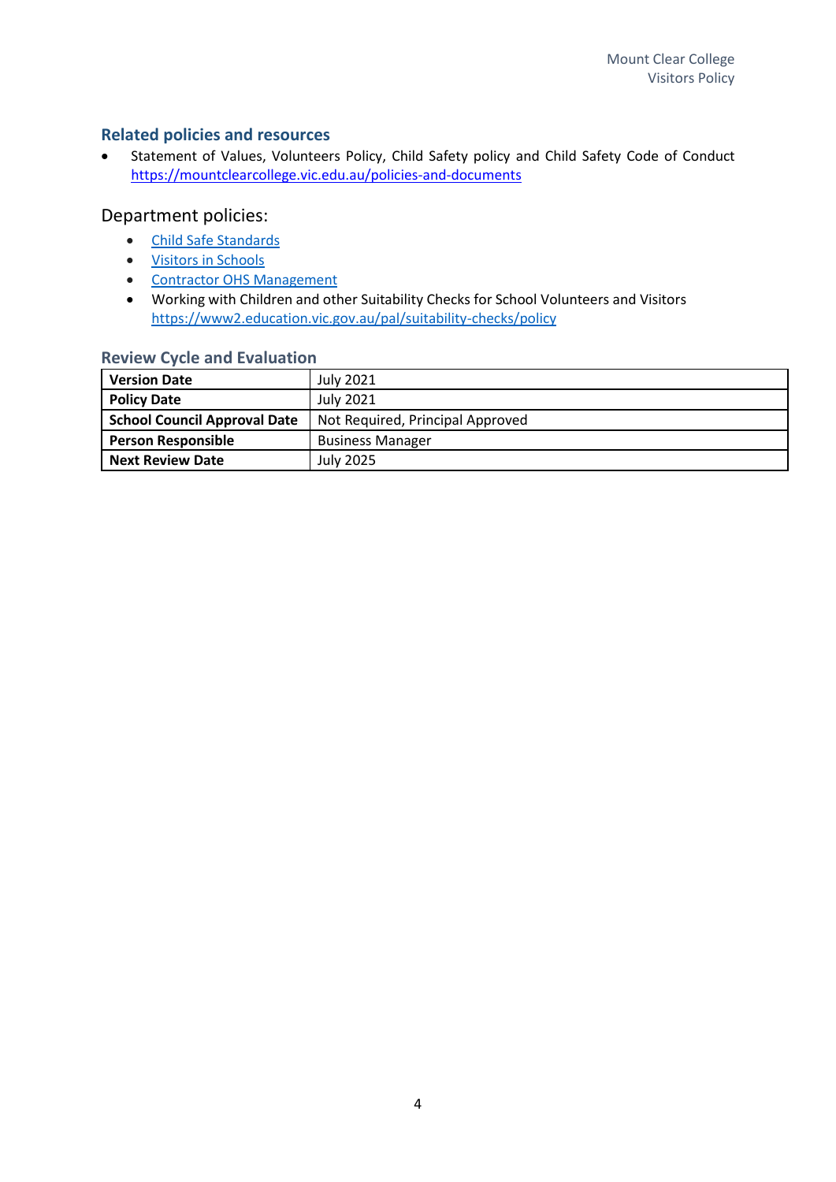## Related policies and resources

- Statement of Values, Volunteers Policy, Child Safety policy and Child Safety Code of Conduct https://mountclearcollege.vic.edu.au/policies-and-documents

## Department policies:

- Child Safe Standards
- Visitors in Schools
- Contractor OHS Management
- Working with Children and other Suitability Checks for School Volunteers and Visitors https://www2.education.vic.gov.au/pal/suitability-checks/policy

## Review Cycle and Evaluation

| | |
|---|---|
| **Version Date** | July 2021 |
| **Policy Date** | July 2021 |
| **School Council Approval Date** | Not Required, Principal Approved |
| **Person Responsible** | Business Manager |
| **Next Review Date** | July 2025 |